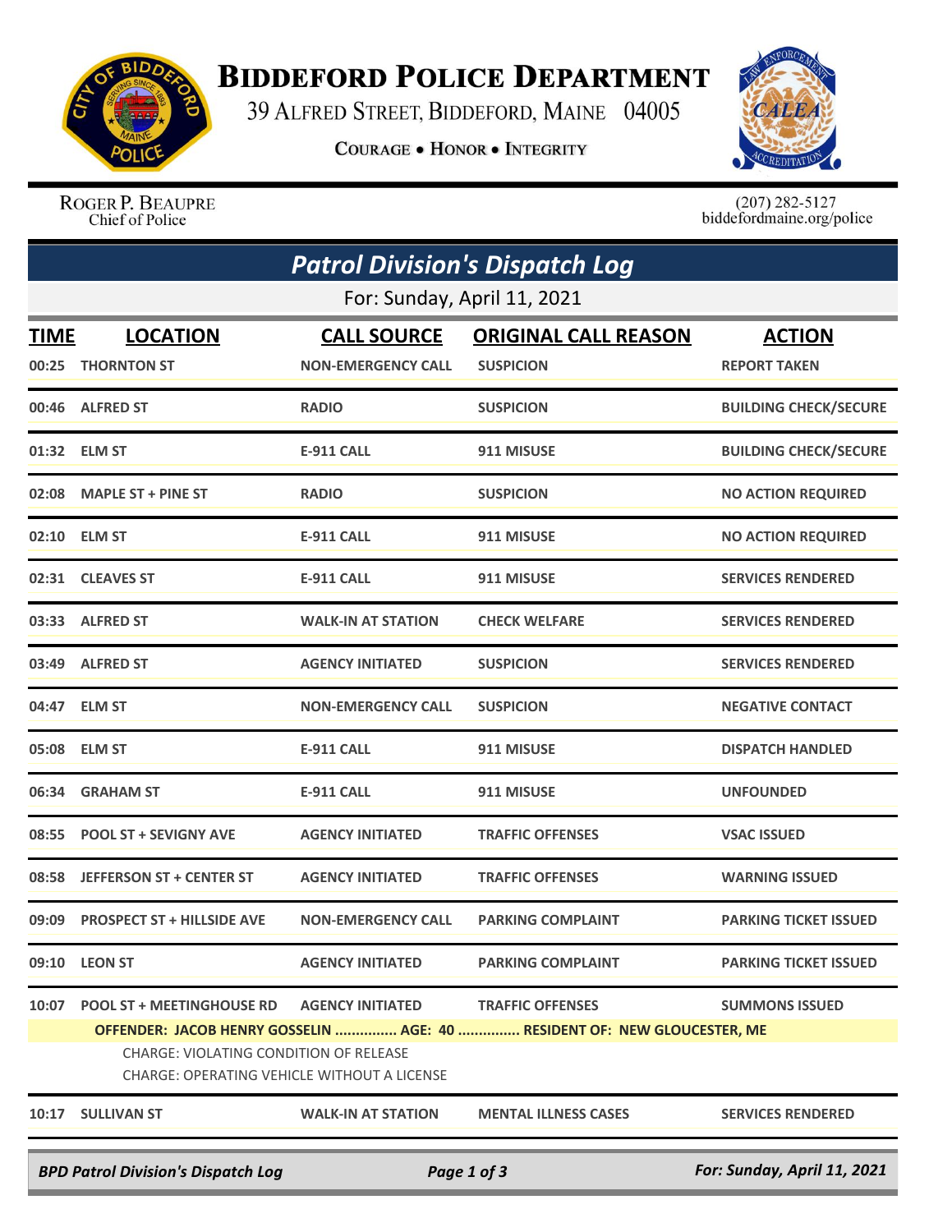# BIDDEFORD POLICE DEPARTMENT

39 ALFRED STREET, BIDDEFORD, MAINE 04005

COURAGE • HONOR • INTEGRITY

ROGER P. BEAUPRE
Chief of Police

(207) 282-5127
biddefordmaine.org/police

## Patrol Division's Dispatch Log

For: Sunday, April 11, 2021

| TIME | LOCATION | CALL SOURCE | ORIGINAL CALL REASON | ACTION |
|---|---|---|---|---|
| 00:25 | THORNTON ST | NON-EMERGENCY CALL | SUSPICION | REPORT TAKEN |
| 00:46 | ALFRED ST | RADIO | SUSPICION | BUILDING CHECK/SECURE |
| 01:32 | ELM ST | E-911 CALL | 911 MISUSE | BUILDING CHECK/SECURE |
| 02:08 | MAPLE ST + PINE ST | RADIO | SUSPICION | NO ACTION REQUIRED |
| 02:10 | ELM ST | E-911 CALL | 911 MISUSE | NO ACTION REQUIRED |
| 02:31 | CLEAVES ST | E-911 CALL | 911 MISUSE | SERVICES RENDERED |
| 03:33 | ALFRED ST | WALK-IN AT STATION | CHECK WELFARE | SERVICES RENDERED |
| 03:49 | ALFRED ST | AGENCY INITIATED | SUSPICION | SERVICES RENDERED |
| 04:47 | ELM ST | NON-EMERGENCY CALL | SUSPICION | NEGATIVE CONTACT |
| 05:08 | ELM ST | E-911 CALL | 911 MISUSE | DISPATCH HANDLED |
| 06:34 | GRAHAM ST | E-911 CALL | 911 MISUSE | UNFOUNDED |
| 08:55 | POOL ST + SEVIGNY AVE | AGENCY INITIATED | TRAFFIC OFFENSES | VSAC ISSUED |
| 08:58 | JEFFERSON ST + CENTER ST | AGENCY INITIATED | TRAFFIC OFFENSES | WARNING ISSUED |
| 09:09 | PROSPECT ST + HILLSIDE AVE | NON-EMERGENCY CALL | PARKING COMPLAINT | PARKING TICKET ISSUED |
| 09:10 | LEON ST | AGENCY INITIATED | PARKING COMPLAINT | PARKING TICKET ISSUED |
| 10:07 | POOL ST + MEETINGHOUSE RD | AGENCY INITIATED | TRAFFIC OFFENSES | SUMMONS ISSUED |

**OFFENDER: JACOB HENRY GOSSELIN ............... AGE: 40 ............... RESIDENT OF: NEW GLOUCESTER, ME**

CHARGE: VIOLATING CONDITION OF RELEASE
CHARGE: OPERATING VEHICLE WITHOUT A LICENSE

| TIME | LOCATION | CALL SOURCE | ORIGINAL CALL REASON | ACTION |
|---|---|---|---|---|
| 10:17 | SULLIVAN ST | WALK-IN AT STATION | MENTAL ILLNESS CASES | SERVICES RENDERED |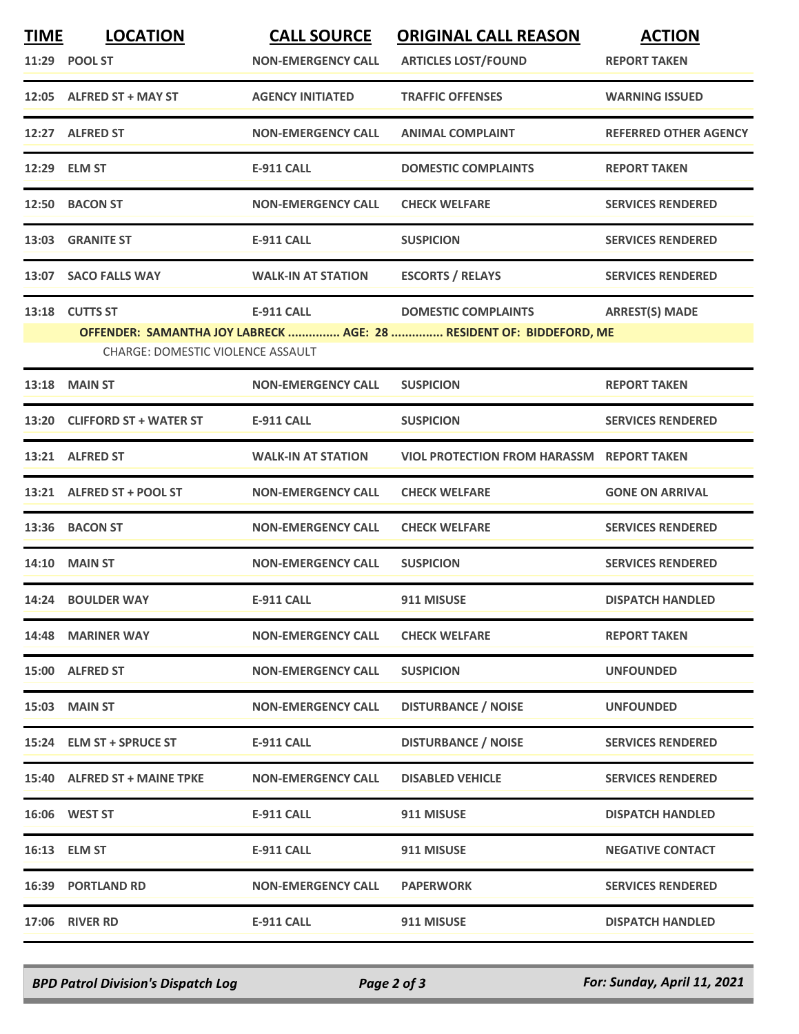| TIME | LOCATION | CALL SOURCE | ORIGINAL CALL REASON | ACTION |
|---|---|---|---|---|
| 11:29 | POOL ST | NON-EMERGENCY CALL | ARTICLES LOST/FOUND | REPORT TAKEN |
| 12:05 | ALFRED ST + MAY ST | AGENCY INITIATED | TRAFFIC OFFENSES | WARNING ISSUED |
| 12:27 | ALFRED ST | NON-EMERGENCY CALL | ANIMAL COMPLAINT | REFERRED OTHER AGENCY |
| 12:29 | ELM ST | E-911 CALL | DOMESTIC COMPLAINTS | REPORT TAKEN |
| 12:50 | BACON ST | NON-EMERGENCY CALL | CHECK WELFARE | SERVICES RENDERED |
| 13:03 | GRANITE ST | E-911 CALL | SUSPICION | SERVICES RENDERED |
| 13:07 | SACO FALLS WAY | WALK-IN AT STATION | ESCORTS / RELAYS | SERVICES RENDERED |
| 13:18 | CUTTS ST | E-911 CALL | DOMESTIC COMPLAINTS | ARREST(S) MADE |
| | OFFENDER: SAMANTHA JOY LABRECK ............... AGE: 28 ............... RESIDENT OF: BIDDEFORD, ME | | | |
| | CHARGE: DOMESTIC VIOLENCE ASSAULT | | | |
| 13:18 | MAIN ST | NON-EMERGENCY CALL | SUSPICION | REPORT TAKEN |
| 13:20 | CLIFFORD ST + WATER ST | E-911 CALL | SUSPICION | SERVICES RENDERED |
| 13:21 | ALFRED ST | WALK-IN AT STATION | VIOL PROTECTION FROM HARASSM | REPORT TAKEN |
| 13:21 | ALFRED ST + POOL ST | NON-EMERGENCY CALL | CHECK WELFARE | GONE ON ARRIVAL |
| 13:36 | BACON ST | NON-EMERGENCY CALL | CHECK WELFARE | SERVICES RENDERED |
| 14:10 | MAIN ST | NON-EMERGENCY CALL | SUSPICION | SERVICES RENDERED |
| 14:24 | BOULDER WAY | E-911 CALL | 911 MISUSE | DISPATCH HANDLED |
| 14:48 | MARINER WAY | NON-EMERGENCY CALL | CHECK WELFARE | REPORT TAKEN |
| 15:00 | ALFRED ST | NON-EMERGENCY CALL | SUSPICION | UNFOUNDED |
| 15:03 | MAIN ST | NON-EMERGENCY CALL | DISTURBANCE / NOISE | UNFOUNDED |
| 15:24 | ELM ST + SPRUCE ST | E-911 CALL | DISTURBANCE / NOISE | SERVICES RENDERED |
| 15:40 | ALFRED ST + MAINE TPKE | NON-EMERGENCY CALL | DISABLED VEHICLE | SERVICES RENDERED |
| 16:06 | WEST ST | E-911 CALL | 911 MISUSE | DISPATCH HANDLED |
| 16:13 | ELM ST | E-911 CALL | 911 MISUSE | NEGATIVE CONTACT |
| 16:39 | PORTLAND RD | NON-EMERGENCY CALL | PAPERWORK | SERVICES RENDERED |
| 17:06 | RIVER RD | E-911 CALL | 911 MISUSE | DISPATCH HANDLED |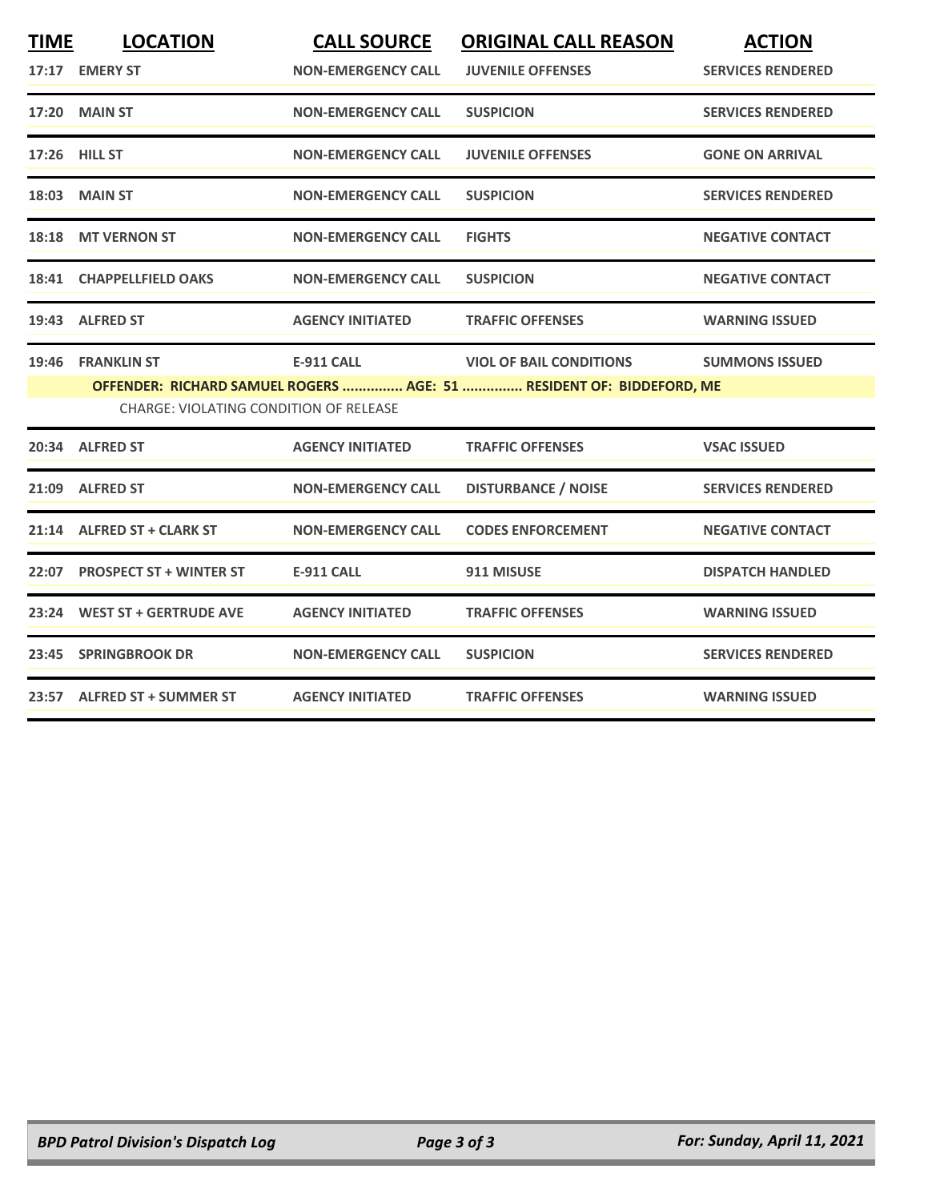| TIME | LOCATION | CALL SOURCE | ORIGINAL CALL REASON | ACTION |
|---|---|---|---|---|
| 17:17 | EMERY ST | NON-EMERGENCY CALL | JUVENILE OFFENSES | SERVICES RENDERED |
| 17:20 | MAIN ST | NON-EMERGENCY CALL | SUSPICION | SERVICES RENDERED |
| 17:26 | HILL ST | NON-EMERGENCY CALL | JUVENILE OFFENSES | GONE ON ARRIVAL |
| 18:03 | MAIN ST | NON-EMERGENCY CALL | SUSPICION | SERVICES RENDERED |
| 18:18 | MT VERNON ST | NON-EMERGENCY CALL | FIGHTS | NEGATIVE CONTACT |
| 18:41 | CHAPPELLFIELD OAKS | NON-EMERGENCY CALL | SUSPICION | NEGATIVE CONTACT |
| 19:43 | ALFRED ST | AGENCY INITIATED | TRAFFIC OFFENSES | WARNING ISSUED |
| 19:46 | FRANKLIN ST | E-911 CALL | VIOL OF BAIL CONDITIONS | SUMMONS ISSUED |
| | OFFENDER: RICHARD SAMUEL ROGERS ............... AGE: 51 ............... RESIDENT OF: BIDDEFORD, ME | | | |
| | CHARGE: VIOLATING CONDITION OF RELEASE | | | |
| 20:34 | ALFRED ST | AGENCY INITIATED | TRAFFIC OFFENSES | VSAC ISSUED |
| 21:09 | ALFRED ST | NON-EMERGENCY CALL | DISTURBANCE / NOISE | SERVICES RENDERED |
| 21:14 | ALFRED ST + CLARK ST | NON-EMERGENCY CALL | CODES ENFORCEMENT | NEGATIVE CONTACT |
| 22:07 | PROSPECT ST + WINTER ST | E-911 CALL | 911 MISUSE | DISPATCH HANDLED |
| 23:24 | WEST ST + GERTRUDE AVE | AGENCY INITIATED | TRAFFIC OFFENSES | WARNING ISSUED |
| 23:45 | SPRINGBROOK DR | NON-EMERGENCY CALL | SUSPICION | SERVICES RENDERED |
| 23:57 | ALFRED ST + SUMMER ST | AGENCY INITIATED | TRAFFIC OFFENSES | WARNING ISSUED |